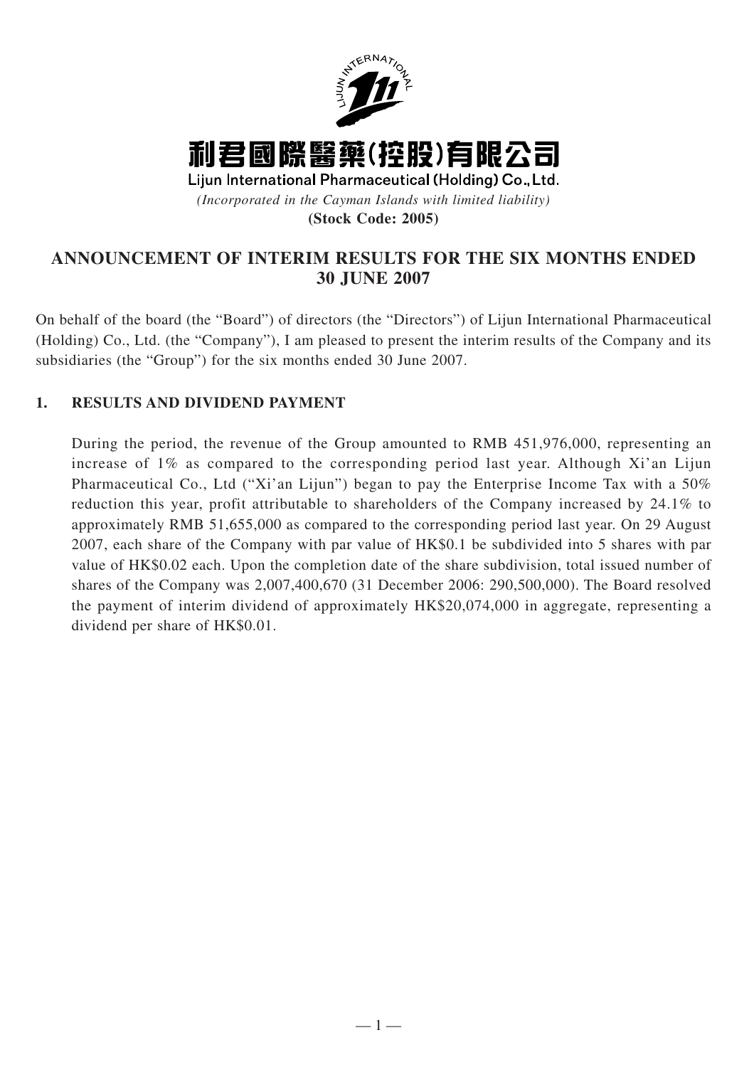利君國際醫藥(控股)有限公司

Lijun International Pharmaceutical (Holding) Co., Ltd.

*(Incorporated in the Cayman Islands with limited liability)*

**(Stock Code: 2005)**

# ANNOUNCEMENT OF INTERIM RESULTS FOR THE SIX MONTHS ENDED 30 JUNE 2007

On behalf of the board (the "Board") of directors (the "Directors") of Lijun International Pharmaceutical (Holding) Co., Ltd. (the "Company"), I am pleased to present the interim results of the Company and its subsidiaries (the "Group") for the six months ended 30 June 2007.

## 1. RESULTS AND DIVIDEND PAYMENT

During the period, the revenue of the Group amounted to RMB 451,976,000, representing an increase of 1% as compared to the corresponding period last year. Although Xi'an Lijun Pharmaceutical Co., Ltd ("Xi'an Lijun") began to pay the Enterprise Income Tax with a 50% reduction this year, profit attributable to shareholders of the Company increased by 24.1% to approximately RMB 51,655,000 as compared to the corresponding period last year. On 29 August 2007, each share of the Company with par value of HK$0.1 be subdivided into 5 shares with par value of HK$0.02 each. Upon the completion date of the share subdivision, total issued number of shares of the Company was 2,007,400,670 (31 December 2006: 290,500,000). The Board resolved the payment of interim dividend of approximately HK$20,074,000 in aggregate, representing a dividend per share of HK$0.01.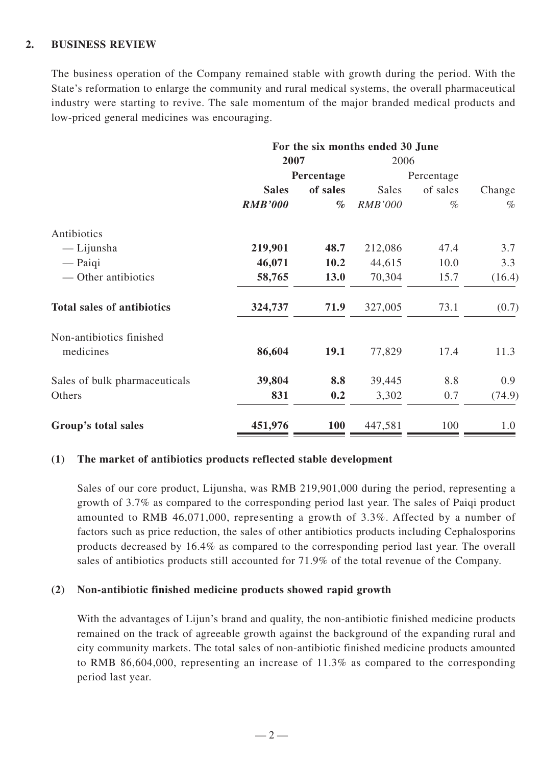## 2. BUSINESS REVIEW

The business operation of the Company remained stable with growth during the period. With the State's reformation to enlarge the community and rural medical systems, the overall pharmaceutical industry were starting to revive. The sale momentum of the major branded medical products and low-priced general medicines was encouraging.

| | For the six months ended 30 June | | | | |
|---|---|---|---|---|---|
| | **2007** | | 2006 | | |
| | **Sales** | **Percentage of sales** | Sales | Percentage of sales | Change |
| | ***RMB'000*** | ***%*** | *RMB'000* | *%* | *%* |
| Antibiotics | | | | | |
| — Lijunsha | **219,901** | **48.7** | 212,086 | 47.4 | 3.7 |
| — Paiqi | **46,071** | **10.2** | 44,615 | 10.0 | 3.3 |
| — Other antibiotics | **58,765** | **13.0** | 70,304 | 15.7 | (16.4) |
| **Total sales of antibiotics** | **324,737** | **71.9** | 327,005 | 73.1 | (0.7) |
| Non-antibiotics finished medicines | **86,604** | **19.1** | 77,829 | 17.4 | 11.3 |
| Sales of bulk pharmaceuticals | **39,804** | **8.8** | 39,445 | 8.8 | 0.9 |
| Others | **831** | **0.2** | 3,302 | 0.7 | (74.9) |
| **Group's total sales** | **451,976** | **100** | 447,581 | 100 | 1.0 |

### (1) The market of antibiotics products reflected stable development

Sales of our core product, Lijunsha, was RMB 219,901,000 during the period, representing a growth of 3.7% as compared to the corresponding period last year. The sales of Paiqi product amounted to RMB 46,071,000, representing a growth of 3.3%. Affected by a number of factors such as price reduction, the sales of other antibiotics products including Cephalosporins products decreased by 16.4% as compared to the corresponding period last year. The overall sales of antibiotics products still accounted for 71.9% of the total revenue of the Company.

### (2) Non-antibiotic finished medicine products showed rapid growth

With the advantages of Lijun's brand and quality, the non-antibiotic finished medicine products remained on the track of agreeable growth against the background of the expanding rural and city community markets. The total sales of non-antibiotic finished medicine products amounted to RMB 86,604,000, representing an increase of 11.3% as compared to the corresponding period last year.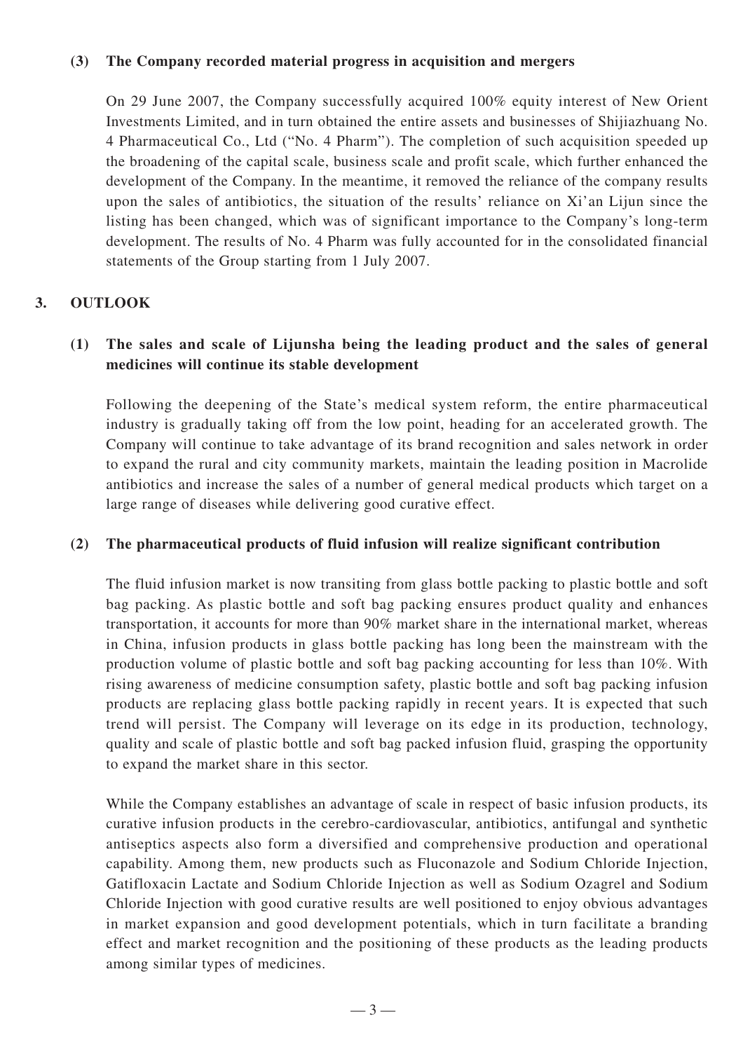### (3) The Company recorded material progress in acquisition and mergers

On 29 June 2007, the Company successfully acquired 100% equity interest of New Orient Investments Limited, and in turn obtained the entire assets and businesses of Shijiazhuang No. 4 Pharmaceutical Co., Ltd ("No. 4 Pharm"). The completion of such acquisition speeded up the broadening of the capital scale, business scale and profit scale, which further enhanced the development of the Company. In the meantime, it removed the reliance of the company results upon the sales of antibiotics, the situation of the results' reliance on Xi'an Lijun since the listing has been changed, which was of significant importance to the Company's long-term development. The results of No. 4 Pharm was fully accounted for in the consolidated financial statements of the Group starting from 1 July 2007.

## 3. OUTLOOK

### (1) The sales and scale of Lijunsha being the leading product and the sales of general medicines will continue its stable development

Following the deepening of the State's medical system reform, the entire pharmaceutical industry is gradually taking off from the low point, heading for an accelerated growth. The Company will continue to take advantage of its brand recognition and sales network in order to expand the rural and city community markets, maintain the leading position in Macrolide antibiotics and increase the sales of a number of general medical products which target on a large range of diseases while delivering good curative effect.

### (2) The pharmaceutical products of fluid infusion will realize significant contribution

The fluid infusion market is now transiting from glass bottle packing to plastic bottle and soft bag packing. As plastic bottle and soft bag packing ensures product quality and enhances transportation, it accounts for more than 90% market share in the international market, whereas in China, infusion products in glass bottle packing has long been the mainstream with the production volume of plastic bottle and soft bag packing accounting for less than 10%. With rising awareness of medicine consumption safety, plastic bottle and soft bag packing infusion products are replacing glass bottle packing rapidly in recent years. It is expected that such trend will persist. The Company will leverage on its edge in its production, technology, quality and scale of plastic bottle and soft bag packed infusion fluid, grasping the opportunity to expand the market share in this sector.

While the Company establishes an advantage of scale in respect of basic infusion products, its curative infusion products in the cerebro-cardiovascular, antibiotics, antifungal and synthetic antiseptics aspects also form a diversified and comprehensive production and operational capability. Among them, new products such as Fluconazole and Sodium Chloride Injection, Gatifloxacin Lactate and Sodium Chloride Injection as well as Sodium Ozagrel and Sodium Chloride Injection with good curative results are well positioned to enjoy obvious advantages in market expansion and good development potentials, which in turn facilitate a branding effect and market recognition and the positioning of these products as the leading products among similar types of medicines.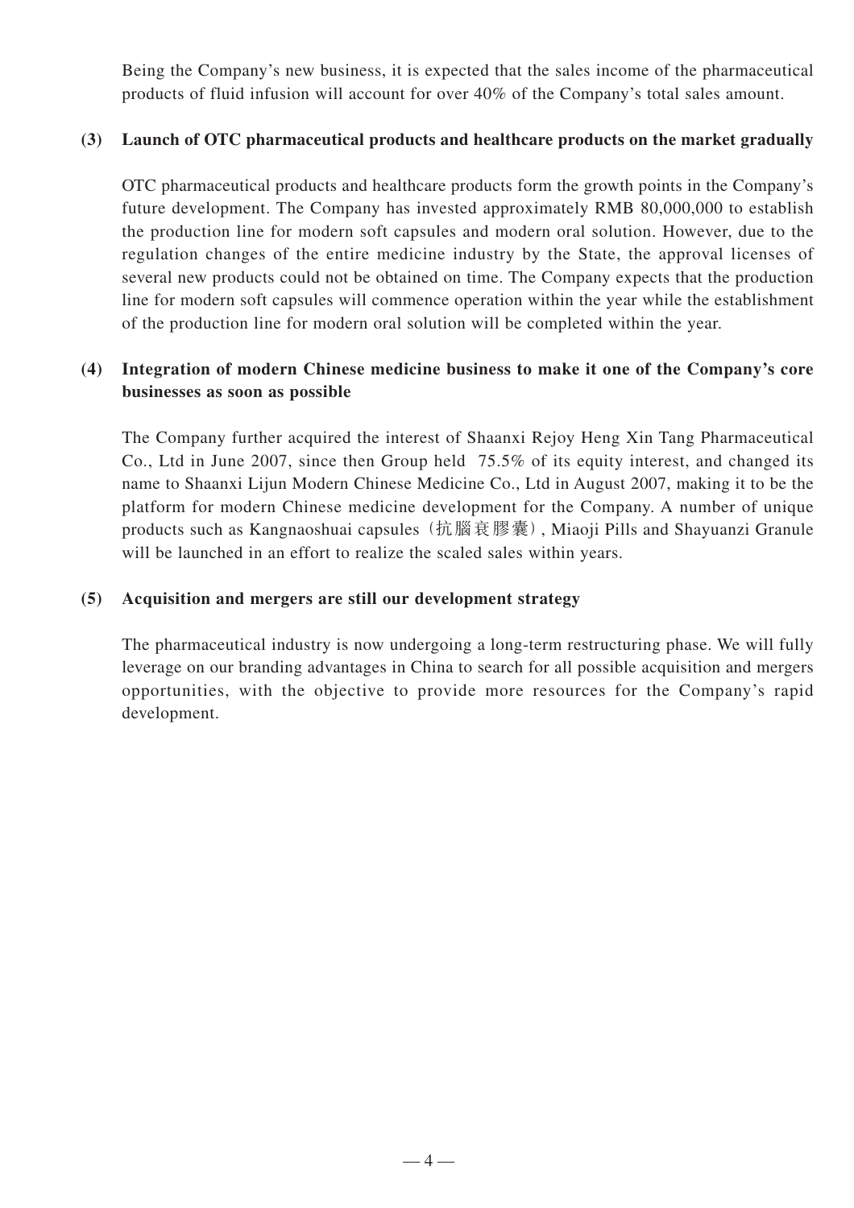Being the Company's new business, it is expected that the sales income of the pharmaceutical products of fluid infusion will account for over 40% of the Company's total sales amount.

**(3) Launch of OTC pharmaceutical products and healthcare products on the market gradually**

OTC pharmaceutical products and healthcare products form the growth points in the Company's future development. The Company has invested approximately RMB 80,000,000 to establish the production line for modern soft capsules and modern oral solution. However, due to the regulation changes of the entire medicine industry by the State, the approval licenses of several new products could not be obtained on time. The Company expects that the production line for modern soft capsules will commence operation within the year while the establishment of the production line for modern oral solution will be completed within the year.

**(4) Integration of modern Chinese medicine business to make it one of the Company's core businesses as soon as possible**

The Company further acquired the interest of Shaanxi Rejoy Heng Xin Tang Pharmaceutical Co., Ltd in June 2007, since then Group held 75.5% of its equity interest, and changed its name to Shaanxi Lijun Modern Chinese Medicine Co., Ltd in August 2007, making it to be the platform for modern Chinese medicine development for the Company. A number of unique products such as Kangnaoshuai capsules（抗腦衰膠囊）, Miaoji Pills and Shayuanzi Granule will be launched in an effort to realize the scaled sales within years.

**(5) Acquisition and mergers are still our development strategy**

The pharmaceutical industry is now undergoing a long-term restructuring phase. We will fully leverage on our branding advantages in China to search for all possible acquisition and mergers opportunities, with the objective to provide more resources for the Company's rapid development.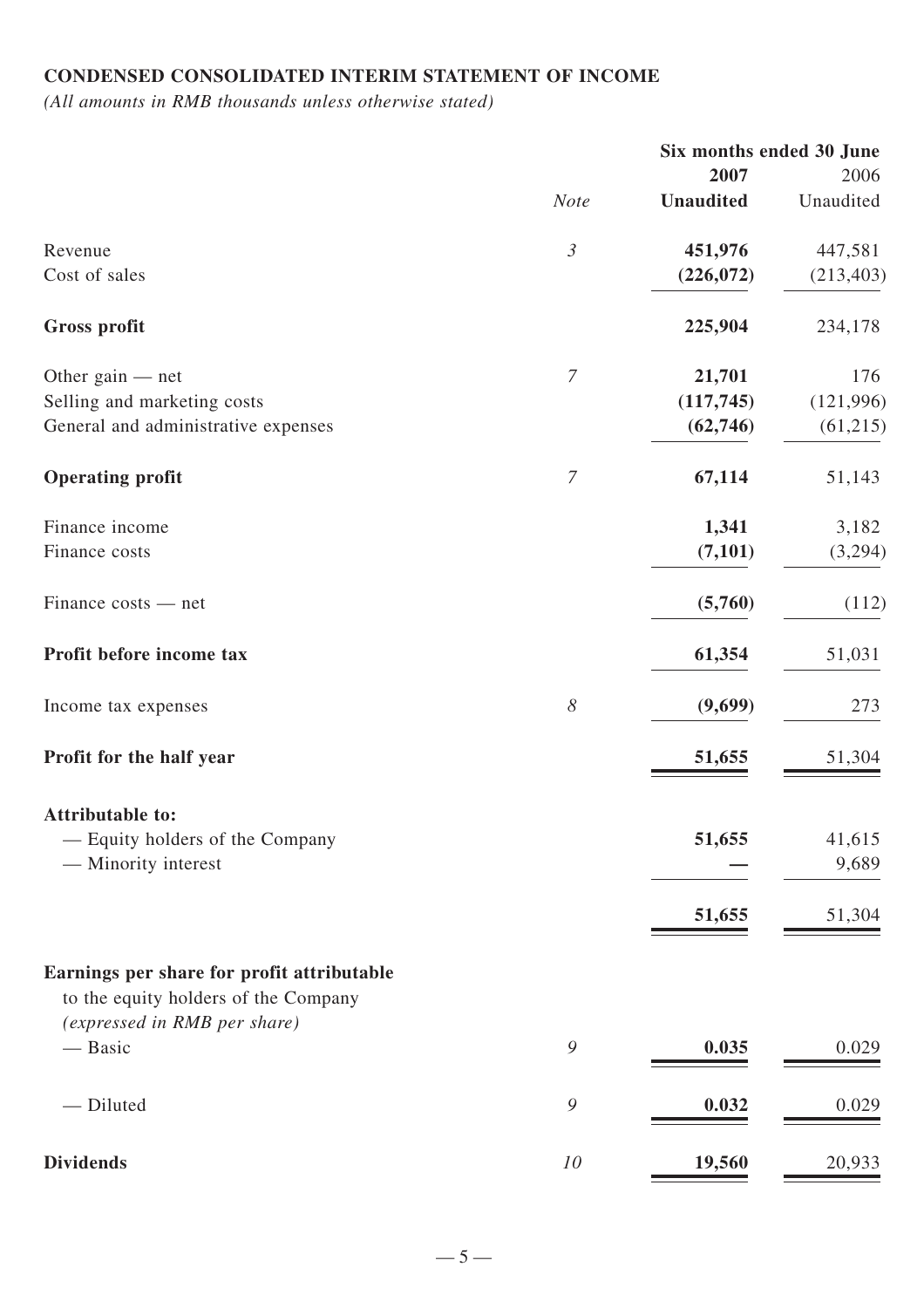**CONDENSED CONSOLIDATED INTERIM STATEMENT OF INCOME**

*(All amounts in RMB thousands unless otherwise stated)*

| | Note | Six months ended 30 June 2007 Unaudited | 2006 Unaudited |
|---|---|---|---|
| Revenue | *3* | **451,976** | 447,581 |
| Cost of sales | | **(226,072)** | (213,403) |
| **Gross profit** | | **225,904** | 234,178 |
| Other gain — net | *7* | **21,701** | 176 |
| Selling and marketing costs | | **(117,745)** | (121,996) |
| General and administrative expenses | | **(62,746)** | (61,215) |
| **Operating profit** | *7* | **67,114** | 51,143 |
| Finance income | | **1,341** | 3,182 |
| Finance costs | | **(7,101)** | (3,294) |
| Finance costs — net | | **(5,760)** | (112) |
| **Profit before income tax** | | **61,354** | 51,031 |
| Income tax expenses | *8* | **(9,699)** | 273 |
| **Profit for the half year** | | **51,655** | 51,304 |
| **Attributable to:** | | | |
| — Equity holders of the Company | | **51,655** | 41,615 |
| — Minority interest | | **—** | 9,689 |
| | | **51,655** | 51,304 |
| **Earnings per share for profit attributable** to the equity holders of the Company *(expressed in RMB per share)* | | | |
| — Basic | *9* | **0.035** | 0.029 |
| — Diluted | *9* | **0.032** | 0.029 |
| **Dividends** | *10* | **19,560** | 20,933 |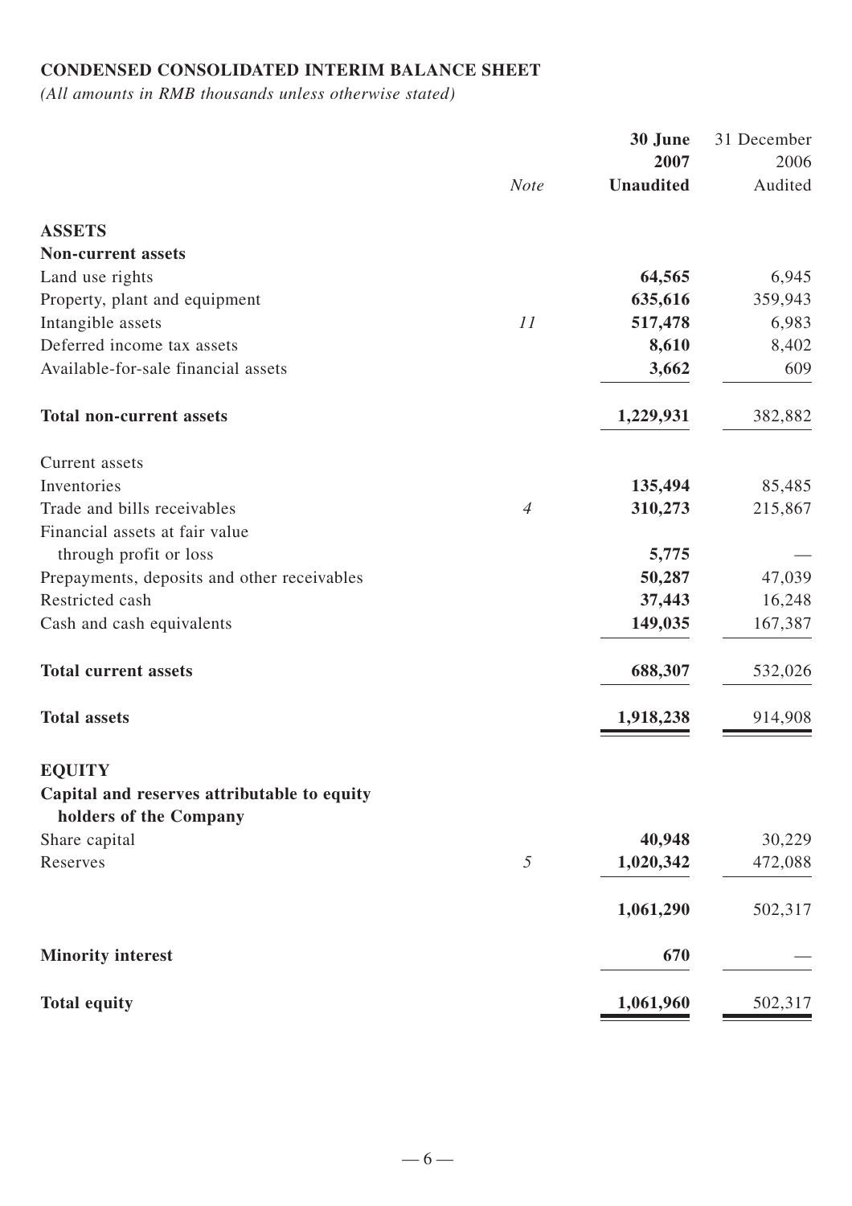## CONDENSED CONSOLIDATED INTERIM BALANCE SHEET

*(All amounts in RMB thousands unless otherwise stated)*

| | *Note* | **30 June 2007 Unaudited** | 31 December 2006 Audited |
|---|---|---|---|
| **ASSETS** | | | |
| **Non-current assets** | | | |
| Land use rights | | **64,565** | 6,945 |
| Property, plant and equipment | | **635,616** | 359,943 |
| Intangible assets | *11* | **517,478** | 6,983 |
| Deferred income tax assets | | **8,610** | 8,402 |
| Available-for-sale financial assets | | **3,662** | 609 |
| **Total non-current assets** | | **1,229,931** | 382,882 |
| Current assets | | | |
| Inventories | | **135,494** | 85,485 |
| Trade and bills receivables | *4* | **310,273** | 215,867 |
| Financial assets at fair value through profit or loss | | **5,775** | — |
| Prepayments, deposits and other receivables | | **50,287** | 47,039 |
| Restricted cash | | **37,443** | 16,248 |
| Cash and cash equivalents | | **149,035** | 167,387 |
| **Total current assets** | | **688,307** | 532,026 |
| **Total assets** | | **1,918,238** | 914,908 |
| **EQUITY** | | | |
| **Capital and reserves attributable to equity holders of the Company** | | | |
| Share capital | | **40,948** | 30,229 |
| Reserves | *5* | **1,020,342** | 472,088 |
| | | **1,061,290** | 502,317 |
| **Minority interest** | | **670** | — |
| **Total equity** | | **1,061,960** | 502,317 |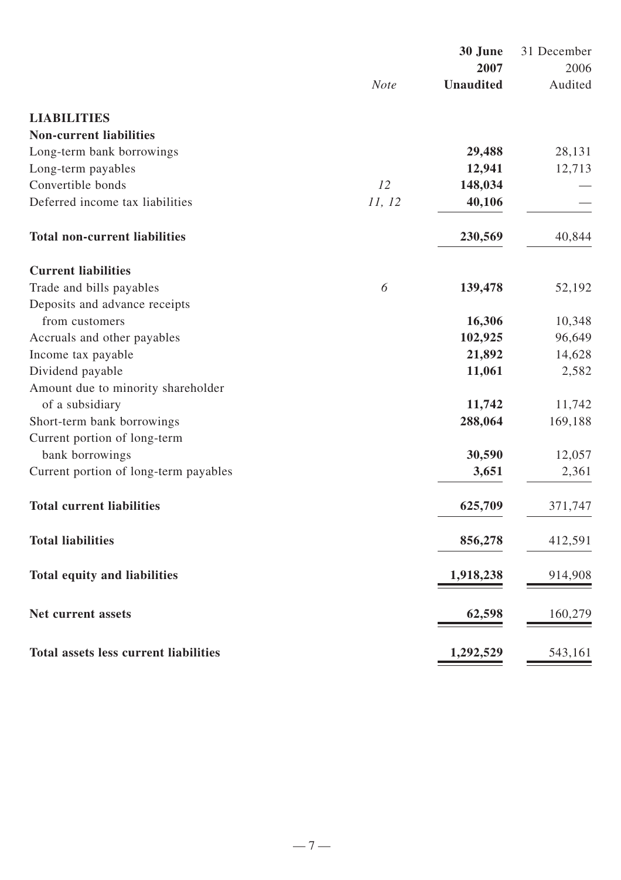| | *Note* | **30 June 2007 Unaudited** | 31 December 2006 Audited |
|---|---|---|---|
| **LIABILITIES** | | | |
| **Non-current liabilities** | | | |
| Long-term bank borrowings | | **29,488** | 28,131 |
| Long-term payables | | **12,941** | 12,713 |
| Convertible bonds | *12* | **148,034** | — |
| Deferred income tax liabilities | *11, 12* | **40,106** | — |
| **Total non-current liabilities** | | **230,569** | 40,844 |
| **Current liabilities** | | | |
| Trade and bills payables | *6* | **139,478** | 52,192 |
| Deposits and advance receipts from customers | | **16,306** | 10,348 |
| Accruals and other payables | | **102,925** | 96,649 |
| Income tax payable | | **21,892** | 14,628 |
| Dividend payable | | **11,061** | 2,582 |
| Amount due to minority shareholder of a subsidiary | | **11,742** | 11,742 |
| Short-term bank borrowings | | **288,064** | 169,188 |
| Current portion of long-term bank borrowings | | **30,590** | 12,057 |
| Current portion of long-term payables | | **3,651** | 2,361 |
| **Total current liabilities** | | **625,709** | 371,747 |
| **Total liabilities** | | **856,278** | 412,591 |
| **Total equity and liabilities** | | **1,918,238** | 914,908 |
| **Net current assets** | | **62,598** | 160,279 |
| **Total assets less current liabilities** | | **1,292,529** | 543,161 |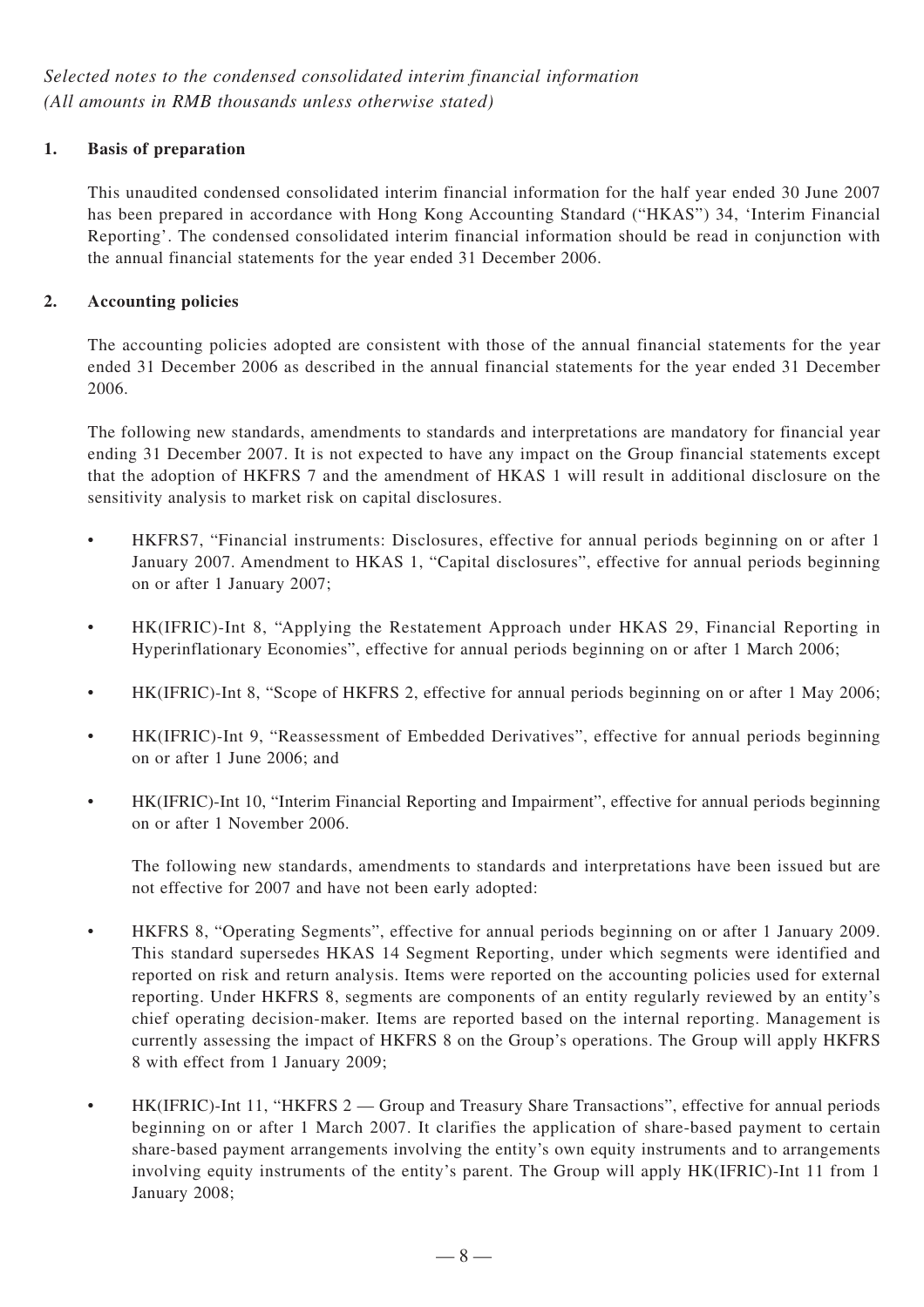*Selected notes to the condensed consolidated interim financial information*
*(All amounts in RMB thousands unless otherwise stated)*

**1. Basis of preparation**

This unaudited condensed consolidated interim financial information for the half year ended 30 June 2007 has been prepared in accordance with Hong Kong Accounting Standard ("HKAS") 34, 'Interim Financial Reporting'. The condensed consolidated interim financial information should be read in conjunction with the annual financial statements for the year ended 31 December 2006.

**2. Accounting policies**

The accounting policies adopted are consistent with those of the annual financial statements for the year ended 31 December 2006 as described in the annual financial statements for the year ended 31 December 2006.

The following new standards, amendments to standards and interpretations are mandatory for financial year ending 31 December 2007. It is not expected to have any impact on the Group financial statements except that the adoption of HKFRS 7 and the amendment of HKAS 1 will result in additional disclosure on the sensitivity analysis to market risk on capital disclosures.

- HKFRS7, "Financial instruments: Disclosures, effective for annual periods beginning on or after 1 January 2007. Amendment to HKAS 1, "Capital disclosures", effective for annual periods beginning on or after 1 January 2007;
- HK(IFRIC)-Int 8, "Applying the Restatement Approach under HKAS 29, Financial Reporting in Hyperinflationary Economies", effective for annual periods beginning on or after 1 March 2006;
- HK(IFRIC)-Int 8, "Scope of HKFRS 2, effective for annual periods beginning on or after 1 May 2006;
- HK(IFRIC)-Int 9, "Reassessment of Embedded Derivatives", effective for annual periods beginning on or after 1 June 2006; and
- HK(IFRIC)-Int 10, "Interim Financial Reporting and Impairment", effective for annual periods beginning on or after 1 November 2006.

The following new standards, amendments to standards and interpretations have been issued but are not effective for 2007 and have not been early adopted:

- HKFRS 8, "Operating Segments", effective for annual periods beginning on or after 1 January 2009. This standard supersedes HKAS 14 Segment Reporting, under which segments were identified and reported on risk and return analysis. Items were reported on the accounting policies used for external reporting. Under HKFRS 8, segments are components of an entity regularly reviewed by an entity's chief operating decision-maker. Items are reported based on the internal reporting. Management is currently assessing the impact of HKFRS 8 on the Group's operations. The Group will apply HKFRS 8 with effect from 1 January 2009;
- HK(IFRIC)-Int 11, "HKFRS 2 — Group and Treasury Share Transactions", effective for annual periods beginning on or after 1 March 2007. It clarifies the application of share-based payment to certain share-based payment arrangements involving the entity's own equity instruments and to arrangements involving equity instruments of the entity's parent. The Group will apply HK(IFRIC)-Int 11 from 1 January 2008;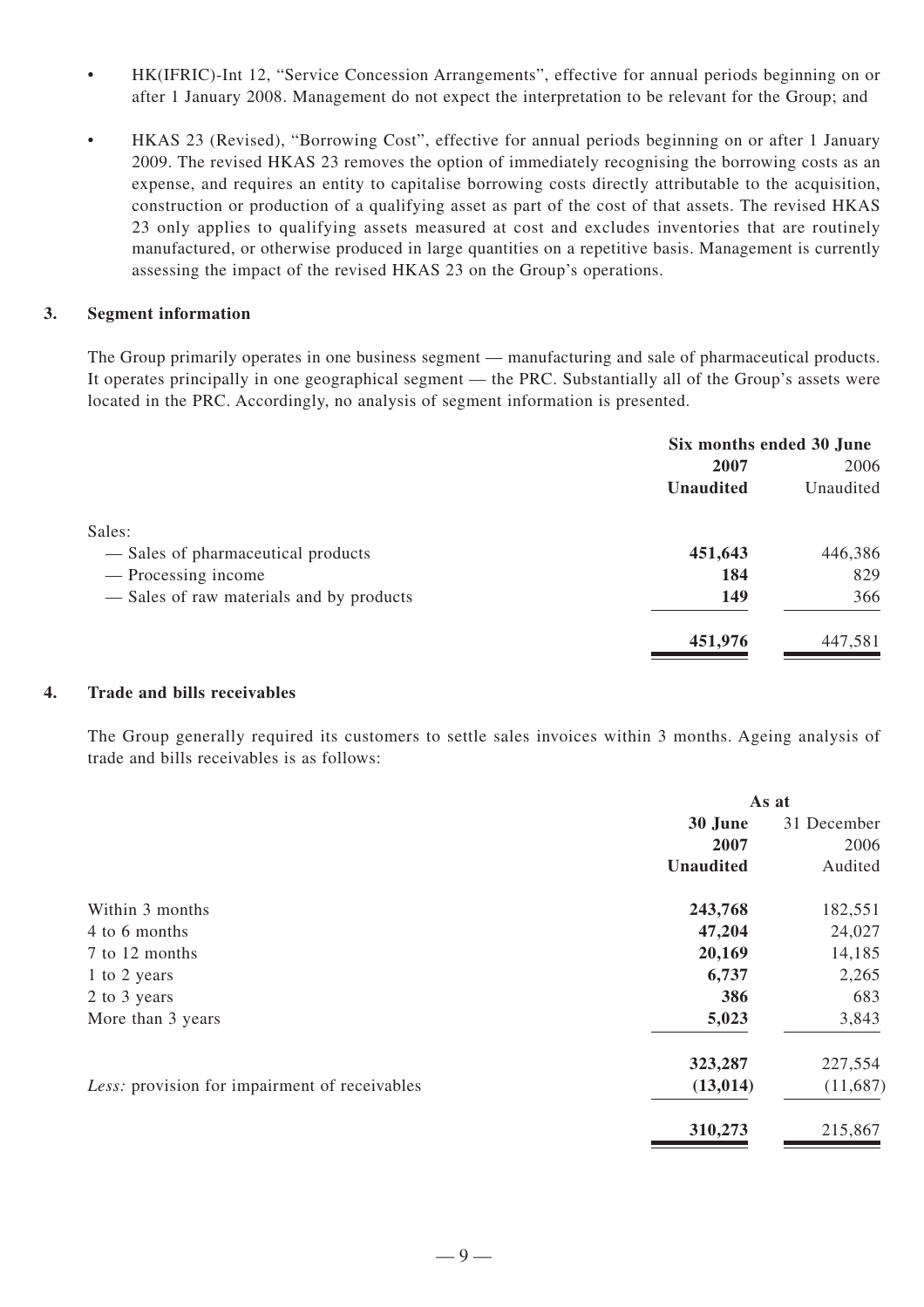- HK(IFRIC)-Int 12, "Service Concession Arrangements", effective for annual periods beginning on or after 1 January 2008. Management do not expect the interpretation to be relevant for the Group; and

- HKAS 23 (Revised), "Borrowing Cost", effective for annual periods beginning on or after 1 January 2009. The revised HKAS 23 removes the option of immediately recognising the borrowing costs as an expense, and requires an entity to capitalise borrowing costs directly attributable to the acquisition, construction or production of a qualifying asset as part of the cost of that assets. The revised HKAS 23 only applies to qualifying assets measured at cost and excludes inventories that are routinely manufactured, or otherwise produced in large quantities on a repetitive basis. Management is currently assessing the impact of the revised HKAS 23 on the Group's operations.

## 3. Segment information

The Group primarily operates in one business segment — manufacturing and sale of pharmaceutical products. It operates principally in one geographical segment — the PRC. Substantially all of the Group's assets were located in the PRC. Accordingly, no analysis of segment information is presented.

| | Six months ended 30 June | |
|---|---|---|
| | **2007** | 2006 |
| | **Unaudited** | Unaudited |
| Sales: | | |
| — Sales of pharmaceutical products | **451,643** | 446,386 |
| — Processing income | **184** | 829 |
| — Sales of raw materials and by products | **149** | 366 |
| | **451,976** | 447,581 |

## 4. Trade and bills receivables

The Group generally required its customers to settle sales invoices within 3 months. Ageing analysis of trade and bills receivables is as follows:

| | As at | |
|---|---|---|
| | **30 June 2007** | 31 December 2006 |
| | **Unaudited** | Audited |
| Within 3 months | **243,768** | 182,551 |
| 4 to 6 months | **47,204** | 24,027 |
| 7 to 12 months | **20,169** | 14,185 |
| 1 to 2 years | **6,737** | 2,265 |
| 2 to 3 years | **386** | 683 |
| More than 3 years | **5,023** | 3,843 |
| | **323,287** | 227,554 |
| *Less:* provision for impairment of receivables | **(13,014)** | (11,687) |
| | **310,273** | 215,867 |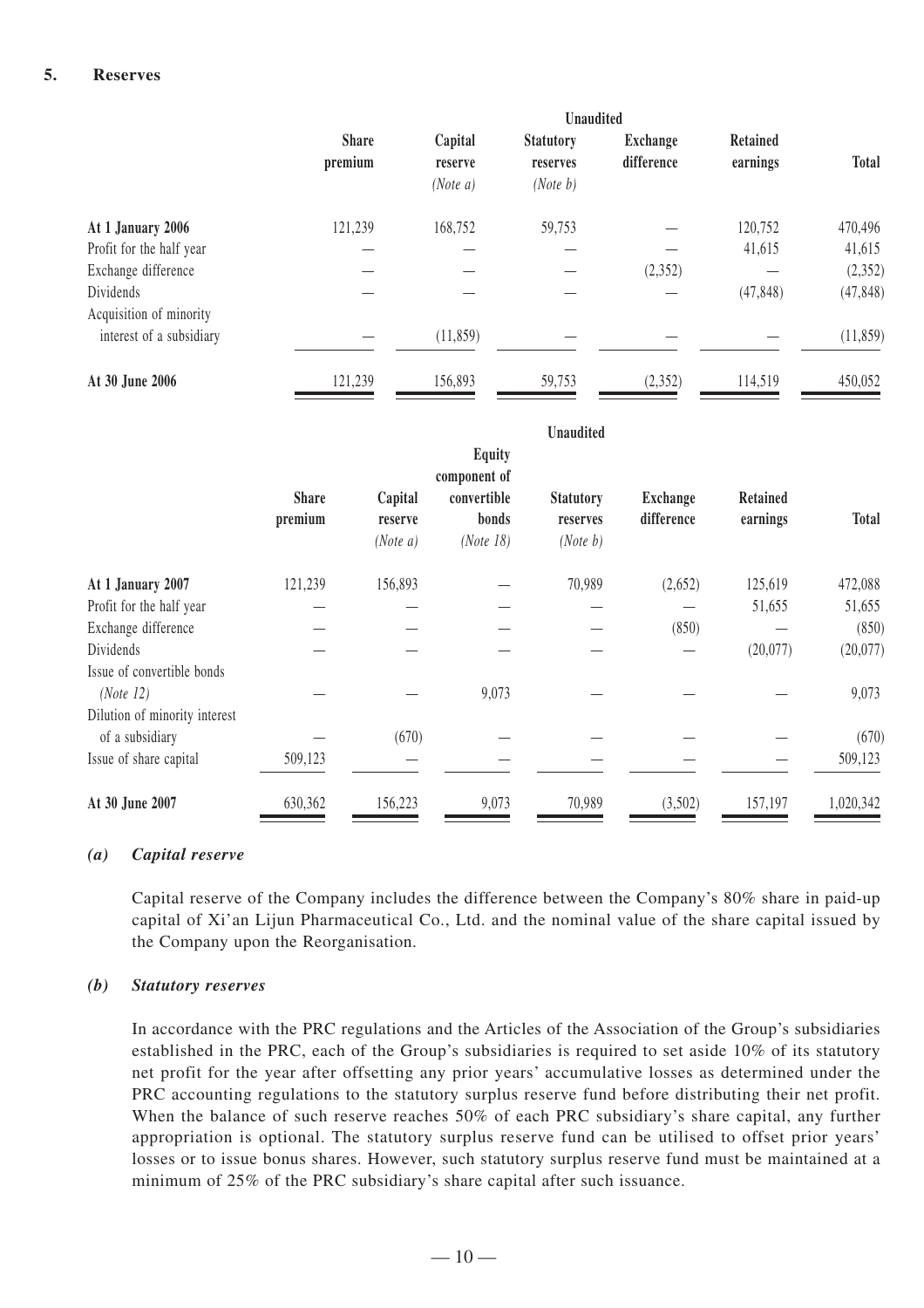## 5. Reserves

| | Unaudited | | | | | |
|---|---|---|---|---|---|---|
| | **Share premium** | **Capital reserve** *(Note a)* | **Statutory reserves** *(Note b)* | **Exchange difference** | **Retained earnings** | **Total** |
| **At 1 January 2006** | 121,239 | 168,752 | 59,753 | — | 120,752 | 470,496 |
| Profit for the half year | — | — | — | — | 41,615 | 41,615 |
| Exchange difference | — | — | — | (2,352) | — | (2,352) |
| Dividends | — | — | — | — | (47,848) | (47,848) |
| Acquisition of minority interest of a subsidiary | — | (11,859) | — | — | — | (11,859) |
| **At 30 June 2006** | 121,239 | 156,893 | 59,753 | (2,352) | 114,519 | 450,052 |

| | Unaudited | | | | | | |
|---|---|---|---|---|---|---|---|
| | **Share premium** | **Capital reserve** *(Note a)* | **Equity component of convertible bonds** *(Note 18)* | **Statutory reserves** *(Note b)* | **Exchange difference** | **Retained earnings** | **Total** |
| **At 1 January 2007** | 121,239 | 156,893 | — | 70,989 | (2,652) | 125,619 | 472,088 |
| Profit for the half year | — | — | — | — | — | 51,655 | 51,655 |
| Exchange difference | — | — | — | — | (850) | — | (850) |
| Dividends | — | — | — | — | — | (20,077) | (20,077) |
| Issue of convertible bonds *(Note 12)* | — | — | 9,073 | — | — | — | 9,073 |
| Dilution of minority interest of a subsidiary | — | (670) | — | — | — | — | (670) |
| Issue of share capital | 509,123 | — | — | — | — | — | 509,123 |
| **At 30 June 2007** | 630,362 | 156,223 | 9,073 | 70,989 | (3,502) | 157,197 | 1,020,342 |

### *(a) Capital reserve*

Capital reserve of the Company includes the difference between the Company's 80% share in paid-up capital of Xi'an Lijun Pharmaceutical Co., Ltd. and the nominal value of the share capital issued by the Company upon the Reorganisation.

### *(b) Statutory reserves*

In accordance with the PRC regulations and the Articles of the Association of the Group's subsidiaries established in the PRC, each of the Group's subsidiaries is required to set aside 10% of its statutory net profit for the year after offsetting any prior years' accumulative losses as determined under the PRC accounting regulations to the statutory surplus reserve fund before distributing their net profit. When the balance of such reserve reaches 50% of each PRC subsidiary's share capital, any further appropriation is optional. The statutory surplus reserve fund can be utilised to offset prior years' losses or to issue bonus shares. However, such statutory surplus reserve fund must be maintained at a minimum of 25% of the PRC subsidiary's share capital after such issuance.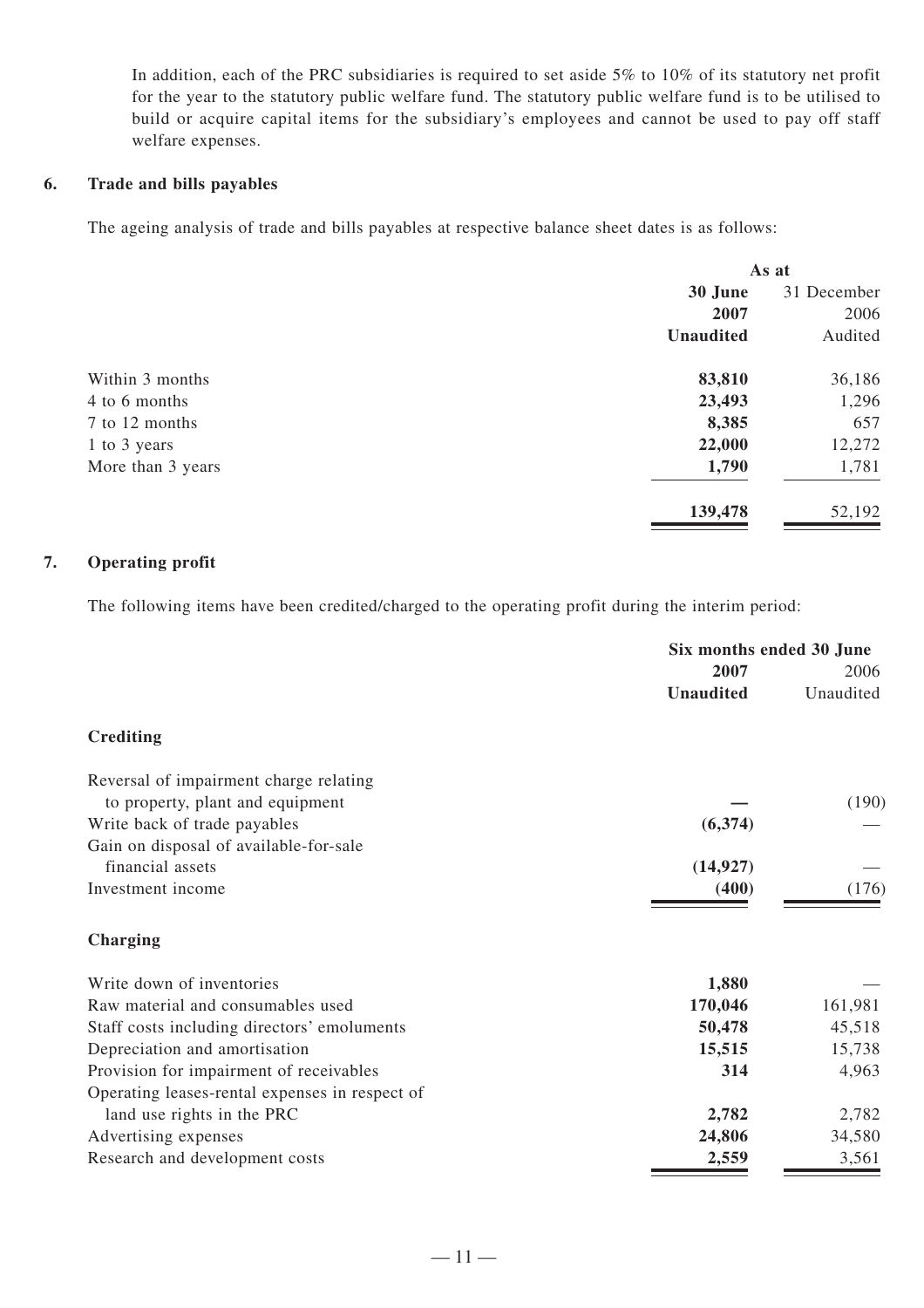In addition, each of the PRC subsidiaries is required to set aside 5% to 10% of its statutory net profit for the year to the statutory public welfare fund. The statutory public welfare fund is to be utilised to build or acquire capital items for the subsidiary's employees and cannot be used to pay off staff welfare expenses.

## 6. Trade and bills payables

The ageing analysis of trade and bills payables at respective balance sheet dates is as follows:

| | As at | |
|---|---|---|
| | **30 June 2007** | 31 December 2006 |
| | **Unaudited** | Audited |
| Within 3 months | **83,810** | 36,186 |
| 4 to 6 months | **23,493** | 1,296 |
| 7 to 12 months | **8,385** | 657 |
| 1 to 3 years | **22,000** | 12,272 |
| More than 3 years | **1,790** | 1,781 |
| | **139,478** | 52,192 |

## 7. Operating profit

The following items have been credited/charged to the operating profit during the interim period:

| | Six months ended 30 June | |
|---|---|---|
| | **2007** | 2006 |
| | **Unaudited** | Unaudited |
| **Crediting** | | |
| Reversal of impairment charge relating to property, plant and equipment | **—** | (190) |
| Write back of trade payables | **(6,374)** | — |
| Gain on disposal of available-for-sale financial assets | **(14,927)** | — |
| Investment income | **(400)** | (176) |
| **Charging** | | |
| Write down of inventories | **1,880** | — |
| Raw material and consumables used | **170,046** | 161,981 |
| Staff costs including directors' emoluments | **50,478** | 45,518 |
| Depreciation and amortisation | **15,515** | 15,738 |
| Provision for impairment of receivables | **314** | 4,963 |
| Operating leases-rental expenses in respect of land use rights in the PRC | **2,782** | 2,782 |
| Advertising expenses | **24,806** | 34,580 |
| Research and development costs | **2,559** | 3,561 |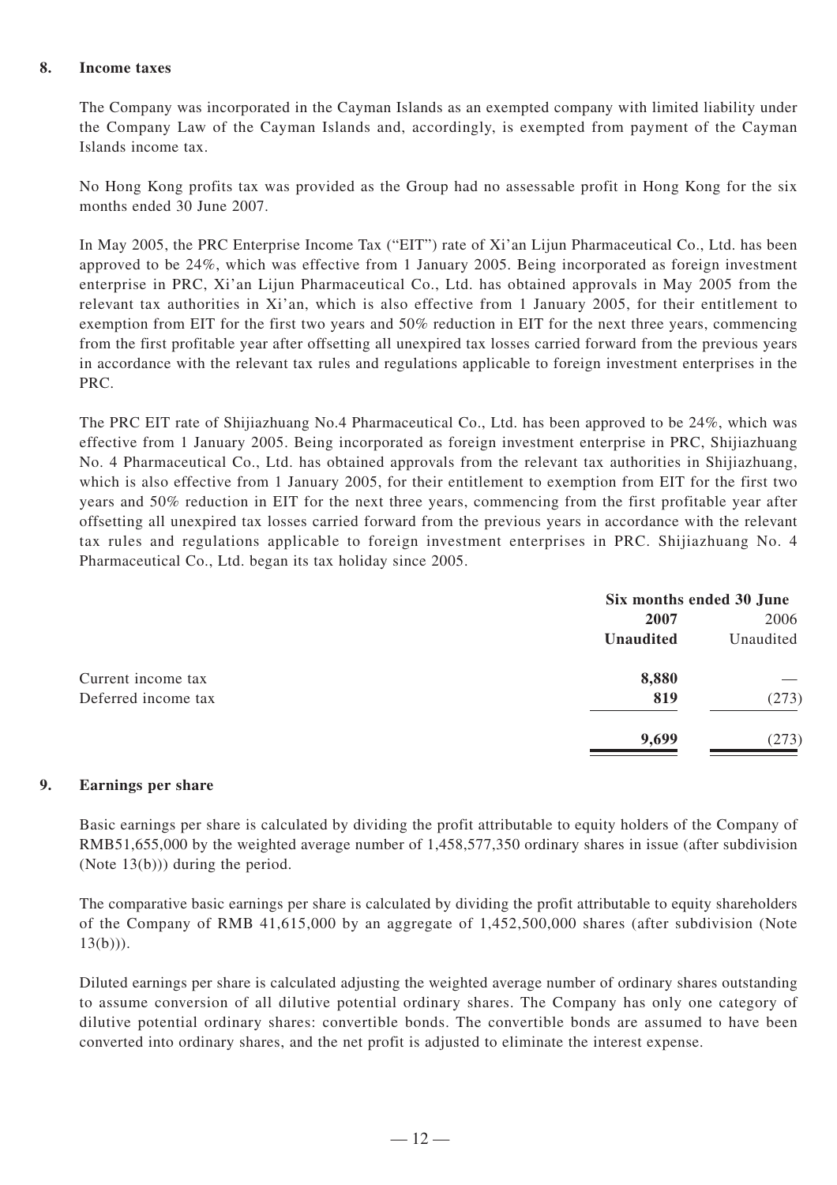## 8. Income taxes

The Company was incorporated in the Cayman Islands as an exempted company with limited liability under the Company Law of the Cayman Islands and, accordingly, is exempted from payment of the Cayman Islands income tax.

No Hong Kong profits tax was provided as the Group had no assessable profit in Hong Kong for the six months ended 30 June 2007.

In May 2005, the PRC Enterprise Income Tax ("EIT") rate of Xi'an Lijun Pharmaceutical Co., Ltd. has been approved to be 24%, which was effective from 1 January 2005. Being incorporated as foreign investment enterprise in PRC, Xi'an Lijun Pharmaceutical Co., Ltd. has obtained approvals in May 2005 from the relevant tax authorities in Xi'an, which is also effective from 1 January 2005, for their entitlement to exemption from EIT for the first two years and 50% reduction in EIT for the next three years, commencing from the first profitable year after offsetting all unexpired tax losses carried forward from the previous years in accordance with the relevant tax rules and regulations applicable to foreign investment enterprises in the PRC.

The PRC EIT rate of Shijiazhuang No.4 Pharmaceutical Co., Ltd. has been approved to be 24%, which was effective from 1 January 2005. Being incorporated as foreign investment enterprise in PRC, Shijiazhuang No. 4 Pharmaceutical Co., Ltd. has obtained approvals from the relevant tax authorities in Shijiazhuang, which is also effective from 1 January 2005, for their entitlement to exemption from EIT for the first two years and 50% reduction in EIT for the next three years, commencing from the first profitable year after offsetting all unexpired tax losses carried forward from the previous years in accordance with the relevant tax rules and regulations applicable to foreign investment enterprises in PRC. Shijiazhuang No. 4 Pharmaceutical Co., Ltd. began its tax holiday since 2005.

| | Six months ended 30 June | |
|---|---|---|
| | **2007** | 2006 |
| | **Unaudited** | Unaudited |
| Current income tax | **8,880** | — |
| Deferred income tax | **819** | (273) |
| | **9,699** | (273) |

## 9. Earnings per share

Basic earnings per share is calculated by dividing the profit attributable to equity holders of the Company of RMB51,655,000 by the weighted average number of 1,458,577,350 ordinary shares in issue (after subdivision (Note 13(b))) during the period.

The comparative basic earnings per share is calculated by dividing the profit attributable to equity shareholders of the Company of RMB 41,615,000 by an aggregate of 1,452,500,000 shares (after subdivision (Note 13(b))).

Diluted earnings per share is calculated adjusting the weighted average number of ordinary shares outstanding to assume conversion of all dilutive potential ordinary shares. The Company has only one category of dilutive potential ordinary shares: convertible bonds. The convertible bonds are assumed to have been converted into ordinary shares, and the net profit is adjusted to eliminate the interest expense.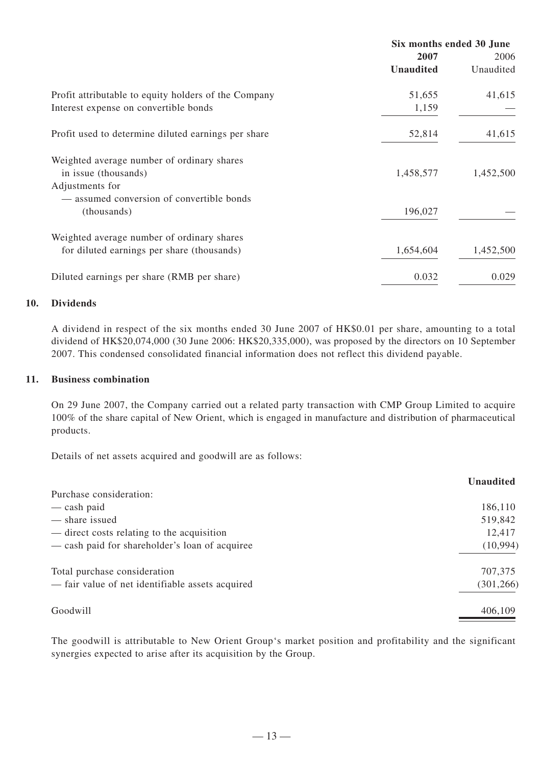| | Six months ended 30 June | |
|---|---|---|
| | **2007** | 2006 |
| | **Unaudited** | Unaudited |
| Profit attributable to equity holders of the Company | 51,655 | 41,615 |
| Interest expense on convertible bonds | 1,159 | — |
| Profit used to determine diluted earnings per share | 52,814 | 41,615 |
| Weighted average number of ordinary shares in issue (thousands) | 1,458,577 | 1,452,500 |
| Adjustments for | | |
| — assumed conversion of convertible bonds (thousands) | 196,027 | — |
| Weighted average number of ordinary shares for diluted earnings per share (thousands) | 1,654,604 | 1,452,500 |
| Diluted earnings per share (RMB per share) | 0.032 | 0.029 |

**10. Dividends**

A dividend in respect of the six months ended 30 June 2007 of HK$0.01 per share, amounting to a total dividend of HK$20,074,000 (30 June 2006: HK$20,335,000), was proposed by the directors on 10 September 2007. This condensed consolidated financial information does not reflect this dividend payable.

**11. Business combination**

On 29 June 2007, the Company carried out a related party transaction with CMP Group Limited to acquire 100% of the share capital of New Orient, which is engaged in manufacture and distribution of pharmaceutical products.

Details of net assets acquired and goodwill are as follows:

| | **Unaudited** |
|---|---|
| Purchase consideration: | |
| — cash paid | 186,110 |
| — share issued | 519,842 |
| — direct costs relating to the acquisition | 12,417 |
| — cash paid for shareholder's loan of acquiree | (10,994) |
| Total purchase consideration | 707,375 |
| — fair value of net identifiable assets acquired | (301,266) |
| Goodwill | 406,109 |

The goodwill is attributable to New Orient Group's market position and profitability and the significant synergies expected to arise after its acquisition by the Group.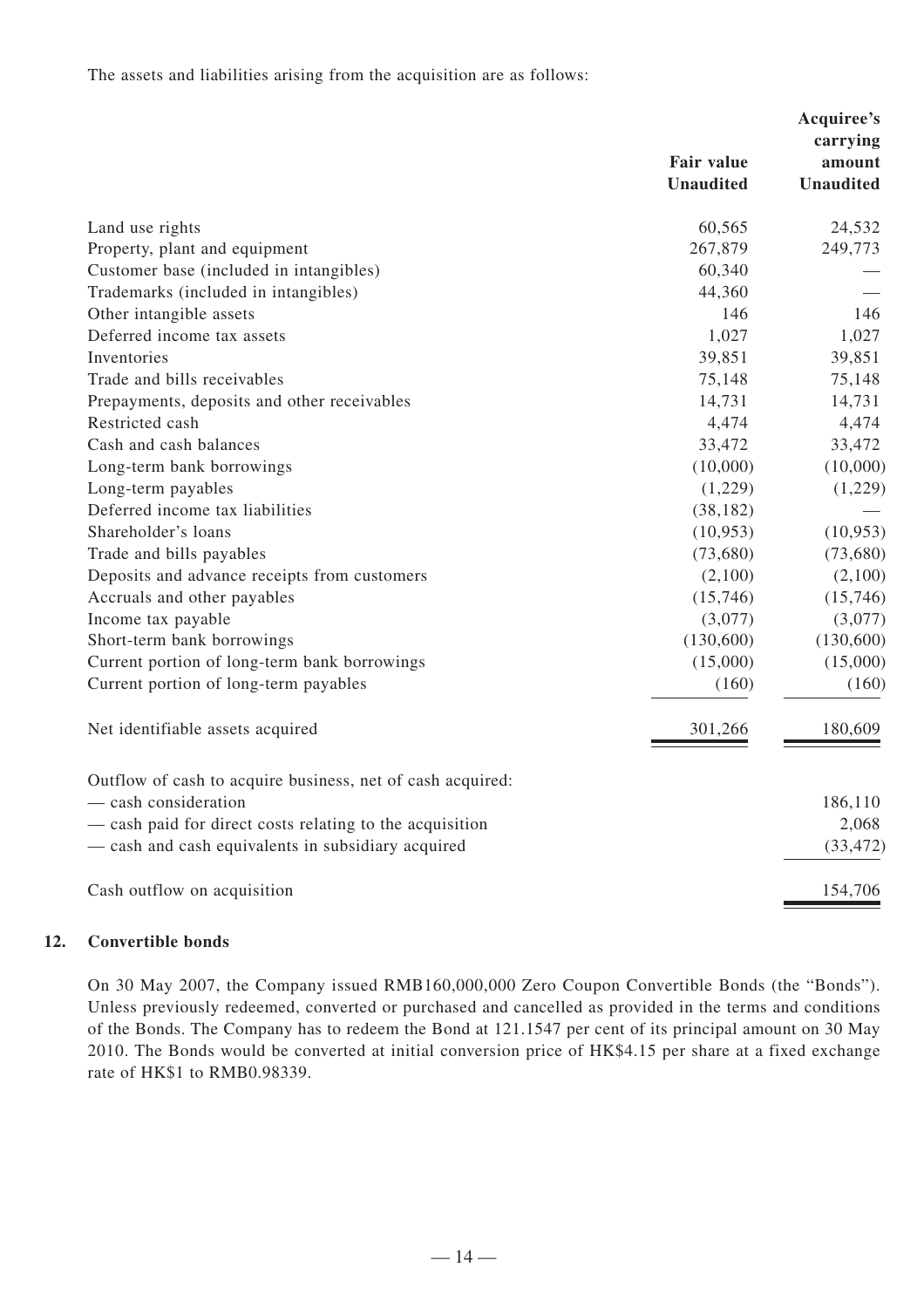The assets and liabilities arising from the acquisition are as follows:

| | Fair value Unaudited | Acquiree's carrying amount Unaudited |
|---|---|---|
| Land use rights | 60,565 | 24,532 |
| Property, plant and equipment | 267,879 | 249,773 |
| Customer base (included in intangibles) | 60,340 | — |
| Trademarks (included in intangibles) | 44,360 | — |
| Other intangible assets | 146 | 146 |
| Deferred income tax assets | 1,027 | 1,027 |
| Inventories | 39,851 | 39,851 |
| Trade and bills receivables | 75,148 | 75,148 |
| Prepayments, deposits and other receivables | 14,731 | 14,731 |
| Restricted cash | 4,474 | 4,474 |
| Cash and cash balances | 33,472 | 33,472 |
| Long-term bank borrowings | (10,000) | (10,000) |
| Long-term payables | (1,229) | (1,229) |
| Deferred income tax liabilities | (38,182) | — |
| Shareholder's loans | (10,953) | (10,953) |
| Trade and bills payables | (73,680) | (73,680) |
| Deposits and advance receipts from customers | (2,100) | (2,100) |
| Accruals and other payables | (15,746) | (15,746) |
| Income tax payable | (3,077) | (3,077) |
| Short-term bank borrowings | (130,600) | (130,600) |
| Current portion of long-term bank borrowings | (15,000) | (15,000) |
| Current portion of long-term payables | (160) | (160) |
| Net identifiable assets acquired | 301,266 | 180,609 |
| Outflow of cash to acquire business, net of cash acquired: | | |
| — cash consideration | | 186,110 |
| — cash paid for direct costs relating to the acquisition | | 2,068 |
| — cash and cash equivalents in subsidiary acquired | | (33,472) |
| Cash outflow on acquisition | | 154,706 |

## 12. Convertible bonds

On 30 May 2007, the Company issued RMB160,000,000 Zero Coupon Convertible Bonds (the "Bonds"). Unless previously redeemed, converted or purchased and cancelled as provided in the terms and conditions of the Bonds. The Company has to redeem the Bond at 121.1547 per cent of its principal amount on 30 May 2010. The Bonds would be converted at initial conversion price of HK$4.15 per share at a fixed exchange rate of HK$1 to RMB0.98339.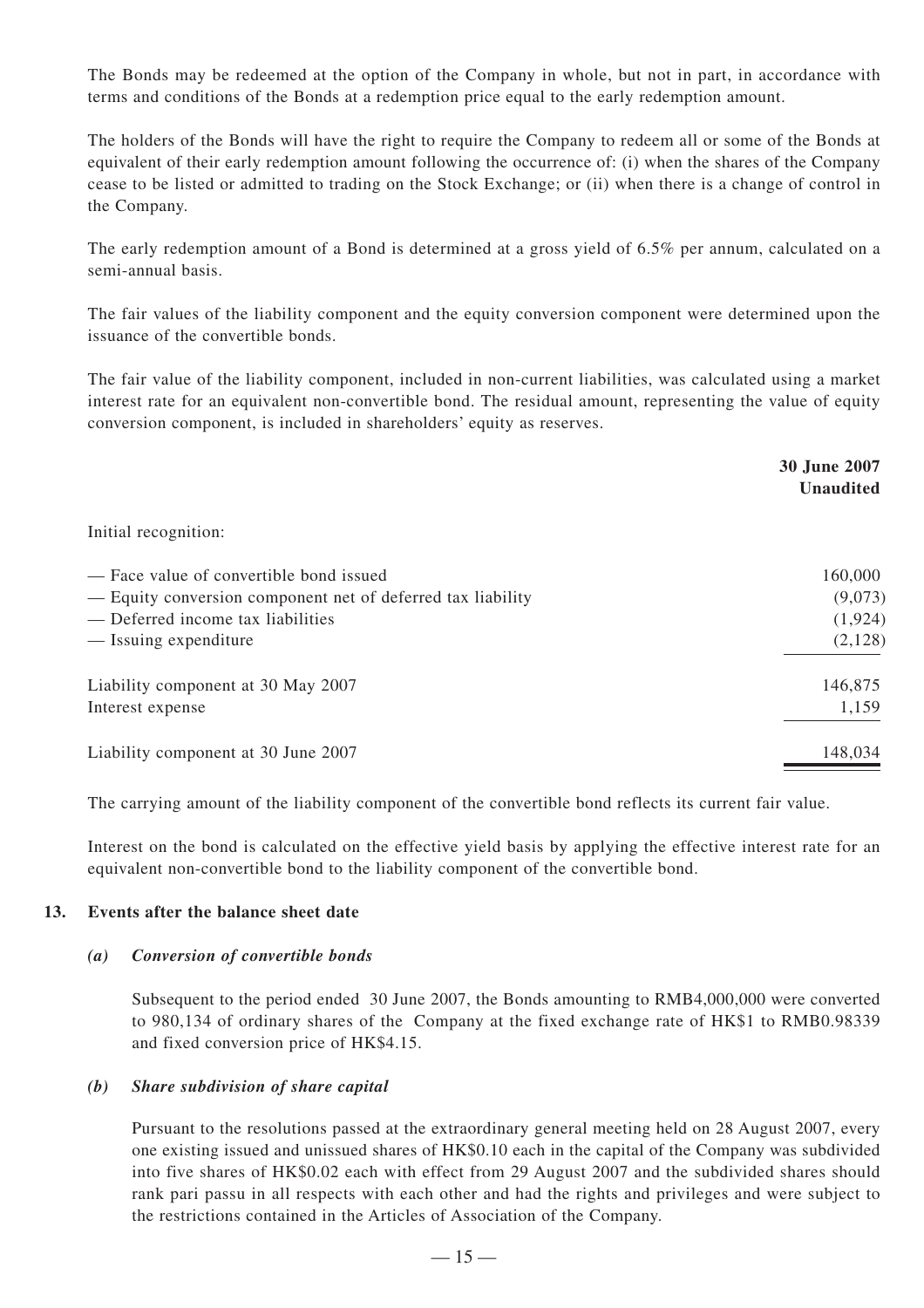The Bonds may be redeemed at the option of the Company in whole, but not in part, in accordance with terms and conditions of the Bonds at a redemption price equal to the early redemption amount.

The holders of the Bonds will have the right to require the Company to redeem all or some of the Bonds at equivalent of their early redemption amount following the occurrence of: (i) when the shares of the Company cease to be listed or admitted to trading on the Stock Exchange; or (ii) when there is a change of control in the Company.

The early redemption amount of a Bond is determined at a gross yield of 6.5% per annum, calculated on a semi-annual basis.

The fair values of the liability component and the equity conversion component were determined upon the issuance of the convertible bonds.

The fair value of the liability component, included in non-current liabilities, was calculated using a market interest rate for an equivalent non-convertible bond. The residual amount, representing the value of equity conversion component, is included in shareholders' equity as reserves.

| | **30 June 2007** **Unaudited** |
|---|---|
| Initial recognition: | |
| — Face value of convertible bond issued | 160,000 |
| — Equity conversion component net of deferred tax liability | (9,073) |
| — Deferred income tax liabilities | (1,924) |
| — Issuing expenditure | (2,128) |
| Liability component at 30 May 2007 | 146,875 |
| Interest expense | 1,159 |
| Liability component at 30 June 2007 | 148,034 |

The carrying amount of the liability component of the convertible bond reflects its current fair value.

Interest on the bond is calculated on the effective yield basis by applying the effective interest rate for an equivalent non-convertible bond to the liability component of the convertible bond.

## 13. Events after the balance sheet date

### *(a) Conversion of convertible bonds*

Subsequent to the period ended 30 June 2007, the Bonds amounting to RMB4,000,000 were converted to 980,134 of ordinary shares of the Company at the fixed exchange rate of HK$1 to RMB0.98339 and fixed conversion price of HK$4.15.

### *(b) Share subdivision of share capital*

Pursuant to the resolutions passed at the extraordinary general meeting held on 28 August 2007, every one existing issued and unissued shares of HK$0.10 each in the capital of the Company was subdivided into five shares of HK$0.02 each with effect from 29 August 2007 and the subdivided shares should rank pari passu in all respects with each other and had the rights and privileges and were subject to the restrictions contained in the Articles of Association of the Company.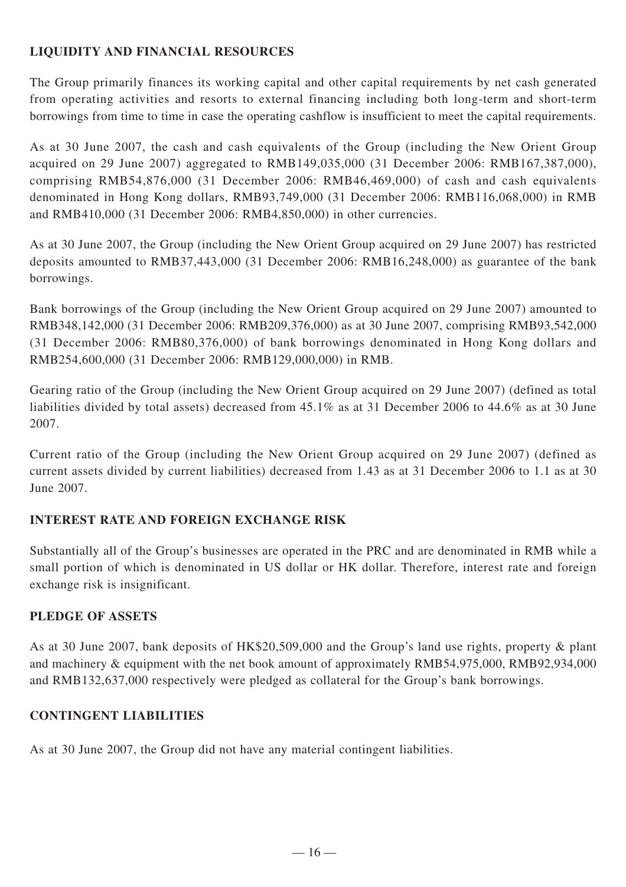## LIQUIDITY AND FINANCIAL RESOURCES

The Group primarily finances its working capital and other capital requirements by net cash generated from operating activities and resorts to external financing including both long-term and short-term borrowings from time to time in case the operating cashflow is insufficient to meet the capital requirements.

As at 30 June 2007, the cash and cash equivalents of the Group (including the New Orient Group acquired on 29 June 2007) aggregated to RMB149,035,000 (31 December 2006: RMB167,387,000), comprising RMB54,876,000 (31 December 2006: RMB46,469,000) of cash and cash equivalents denominated in Hong Kong dollars, RMB93,749,000 (31 December 2006: RMB116,068,000) in RMB and RMB410,000 (31 December 2006: RMB4,850,000) in other currencies.

As at 30 June 2007, the Group (including the New Orient Group acquired on 29 June 2007) has restricted deposits amounted to RMB37,443,000 (31 December 2006: RMB16,248,000) as guarantee of the bank borrowings.

Bank borrowings of the Group (including the New Orient Group acquired on 29 June 2007) amounted to RMB348,142,000 (31 December 2006: RMB209,376,000) as at 30 June 2007, comprising RMB93,542,000 (31 December 2006: RMB80,376,000) of bank borrowings denominated in Hong Kong dollars and RMB254,600,000 (31 December 2006: RMB129,000,000) in RMB.

Gearing ratio of the Group (including the New Orient Group acquired on 29 June 2007) (defined as total liabilities divided by total assets) decreased from 45.1% as at 31 December 2006 to 44.6% as at 30 June 2007.

Current ratio of the Group (including the New Orient Group acquired on 29 June 2007) (defined as current assets divided by current liabilities) decreased from 1.43 as at 31 December 2006 to 1.1 as at 30 June 2007.

## INTEREST RATE AND FOREIGN EXCHANGE RISK

Substantially all of the Group's businesses are operated in the PRC and are denominated in RMB while a small portion of which is denominated in US dollar or HK dollar. Therefore, interest rate and foreign exchange risk is insignificant.

## PLEDGE OF ASSETS

As at 30 June 2007, bank deposits of HK$20,509,000 and the Group's land use rights, property & plant and machinery & equipment with the net book amount of approximately RMB54,975,000, RMB92,934,000 and RMB132,637,000 respectively were pledged as collateral for the Group's bank borrowings.

## CONTINGENT LIABILITIES

As at 30 June 2007, the Group did not have any material contingent liabilities.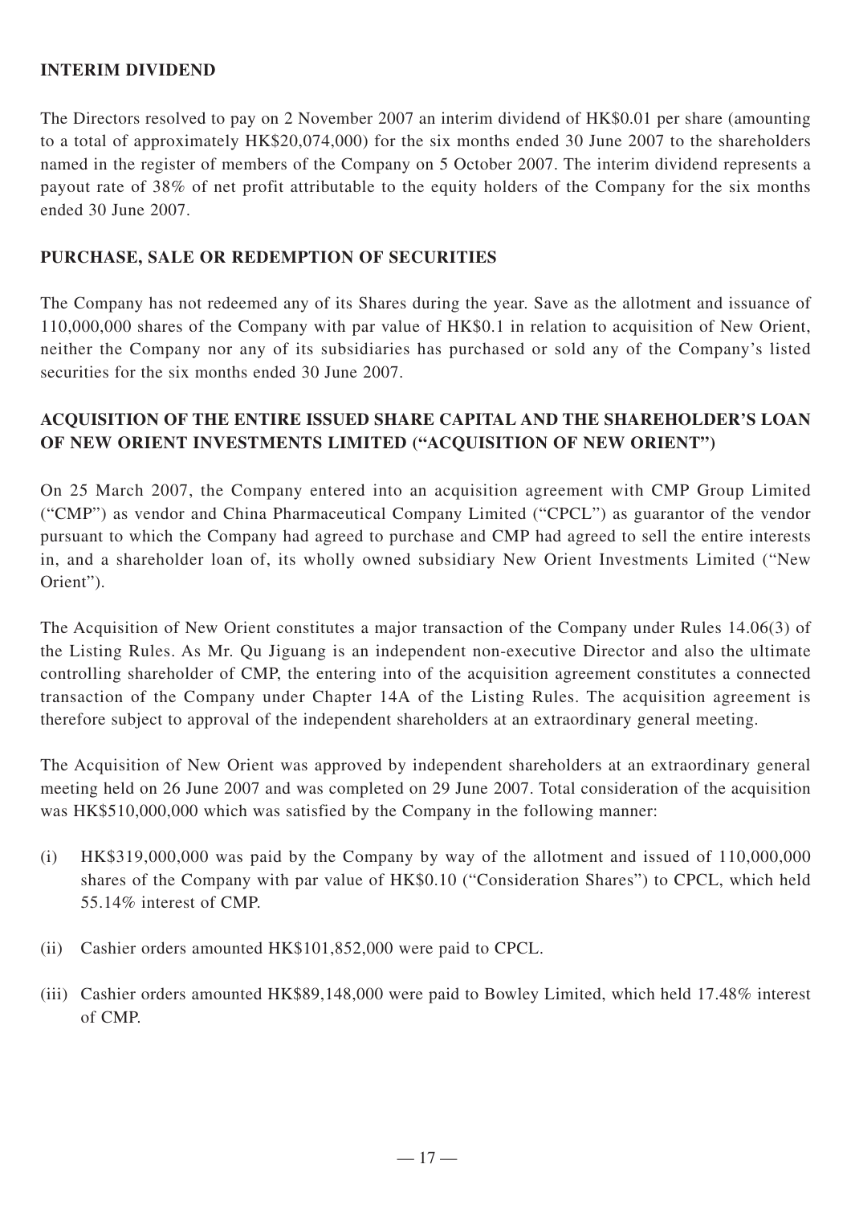## INTERIM DIVIDEND

The Directors resolved to pay on 2 November 2007 an interim dividend of HK$0.01 per share (amounting to a total of approximately HK$20,074,000) for the six months ended 30 June 2007 to the shareholders named in the register of members of the Company on 5 October 2007. The interim dividend represents a payout rate of 38% of net profit attributable to the equity holders of the Company for the six months ended 30 June 2007.

## PURCHASE, SALE OR REDEMPTION OF SECURITIES

The Company has not redeemed any of its Shares during the year. Save as the allotment and issuance of 110,000,000 shares of the Company with par value of HK$0.1 in relation to acquisition of New Orient, neither the Company nor any of its subsidiaries has purchased or sold any of the Company's listed securities for the six months ended 30 June 2007.

## ACQUISITION OF THE ENTIRE ISSUED SHARE CAPITAL AND THE SHAREHOLDER'S LOAN OF NEW ORIENT INVESTMENTS LIMITED ("ACQUISITION OF NEW ORIENT")

On 25 March 2007, the Company entered into an acquisition agreement with CMP Group Limited ("CMP") as vendor and China Pharmaceutical Company Limited ("CPCL") as guarantor of the vendor pursuant to which the Company had agreed to purchase and CMP had agreed to sell the entire interests in, and a shareholder loan of, its wholly owned subsidiary New Orient Investments Limited ("New Orient").

The Acquisition of New Orient constitutes a major transaction of the Company under Rules 14.06(3) of the Listing Rules. As Mr. Qu Jiguang is an independent non-executive Director and also the ultimate controlling shareholder of CMP, the entering into of the acquisition agreement constitutes a connected transaction of the Company under Chapter 14A of the Listing Rules. The acquisition agreement is therefore subject to approval of the independent shareholders at an extraordinary general meeting.

The Acquisition of New Orient was approved by independent shareholders at an extraordinary general meeting held on 26 June 2007 and was completed on 29 June 2007. Total consideration of the acquisition was HK$510,000,000 which was satisfied by the Company in the following manner:

(i) HK$319,000,000 was paid by the Company by way of the allotment and issued of 110,000,000 shares of the Company with par value of HK$0.10 ("Consideration Shares") to CPCL, which held 55.14% interest of CMP.

(ii) Cashier orders amounted HK$101,852,000 were paid to CPCL.

(iii) Cashier orders amounted HK$89,148,000 were paid to Bowley Limited, which held 17.48% interest of CMP.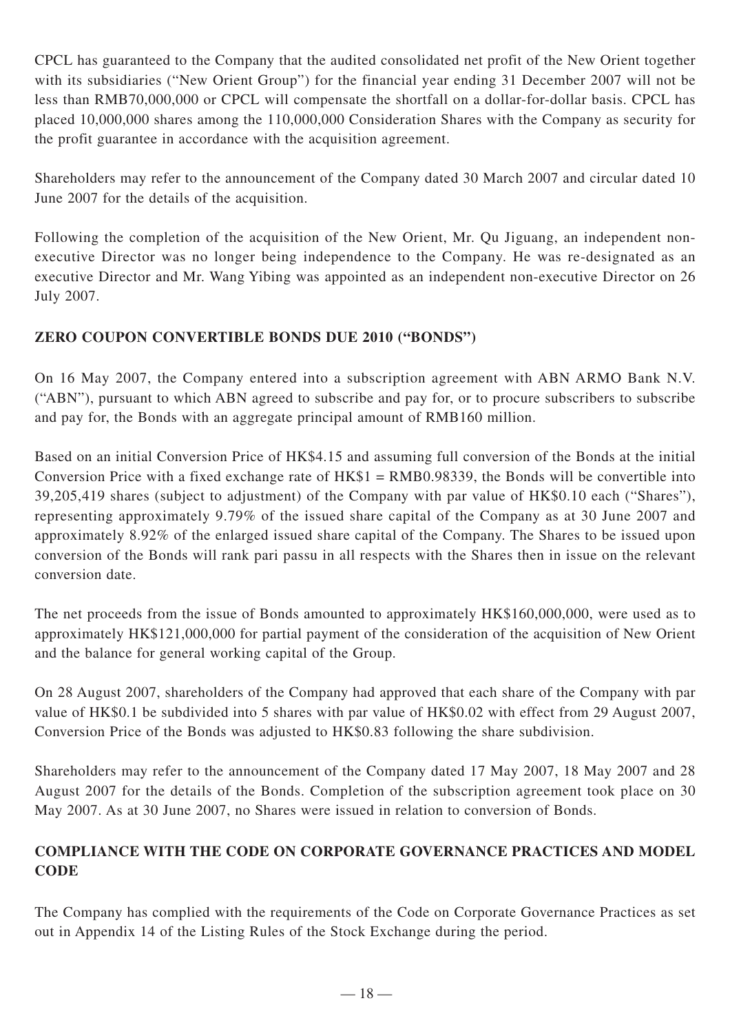CPCL has guaranteed to the Company that the audited consolidated net profit of the New Orient together with its subsidiaries ("New Orient Group") for the financial year ending 31 December 2007 will not be less than RMB70,000,000 or CPCL will compensate the shortfall on a dollar-for-dollar basis. CPCL has placed 10,000,000 shares among the 110,000,000 Consideration Shares with the Company as security for the profit guarantee in accordance with the acquisition agreement.

Shareholders may refer to the announcement of the Company dated 30 March 2007 and circular dated 10 June 2007 for the details of the acquisition.

Following the completion of the acquisition of the New Orient, Mr. Qu Jiguang, an independent non-executive Director was no longer being independence to the Company. He was re-designated as an executive Director and Mr. Wang Yibing was appointed as an independent non-executive Director on 26 July 2007.

## ZERO COUPON CONVERTIBLE BONDS DUE 2010 ("BONDS")

On 16 May 2007, the Company entered into a subscription agreement with ABN ARMO Bank N.V. ("ABN"), pursuant to which ABN agreed to subscribe and pay for, or to procure subscribers to subscribe and pay for, the Bonds with an aggregate principal amount of RMB160 million.

Based on an initial Conversion Price of HK$4.15 and assuming full conversion of the Bonds at the initial Conversion Price with a fixed exchange rate of HK$1 = RMB0.98339, the Bonds will be convertible into 39,205,419 shares (subject to adjustment) of the Company with par value of HK$0.10 each ("Shares"), representing approximately 9.79% of the issued share capital of the Company as at 30 June 2007 and approximately 8.92% of the enlarged issued share capital of the Company. The Shares to be issued upon conversion of the Bonds will rank pari passu in all respects with the Shares then in issue on the relevant conversion date.

The net proceeds from the issue of Bonds amounted to approximately HK$160,000,000, were used as to approximately HK$121,000,000 for partial payment of the consideration of the acquisition of New Orient and the balance for general working capital of the Group.

On 28 August 2007, shareholders of the Company had approved that each share of the Company with par value of HK$0.1 be subdivided into 5 shares with par value of HK$0.02 with effect from 29 August 2007, Conversion Price of the Bonds was adjusted to HK$0.83 following the share subdivision.

Shareholders may refer to the announcement of the Company dated 17 May 2007, 18 May 2007 and 28 August 2007 for the details of the Bonds. Completion of the subscription agreement took place on 30 May 2007. As at 30 June 2007, no Shares were issued in relation to conversion of Bonds.

## COMPLIANCE WITH THE CODE ON CORPORATE GOVERNANCE PRACTICES AND MODEL CODE

The Company has complied with the requirements of the Code on Corporate Governance Practices as set out in Appendix 14 of the Listing Rules of the Stock Exchange during the period.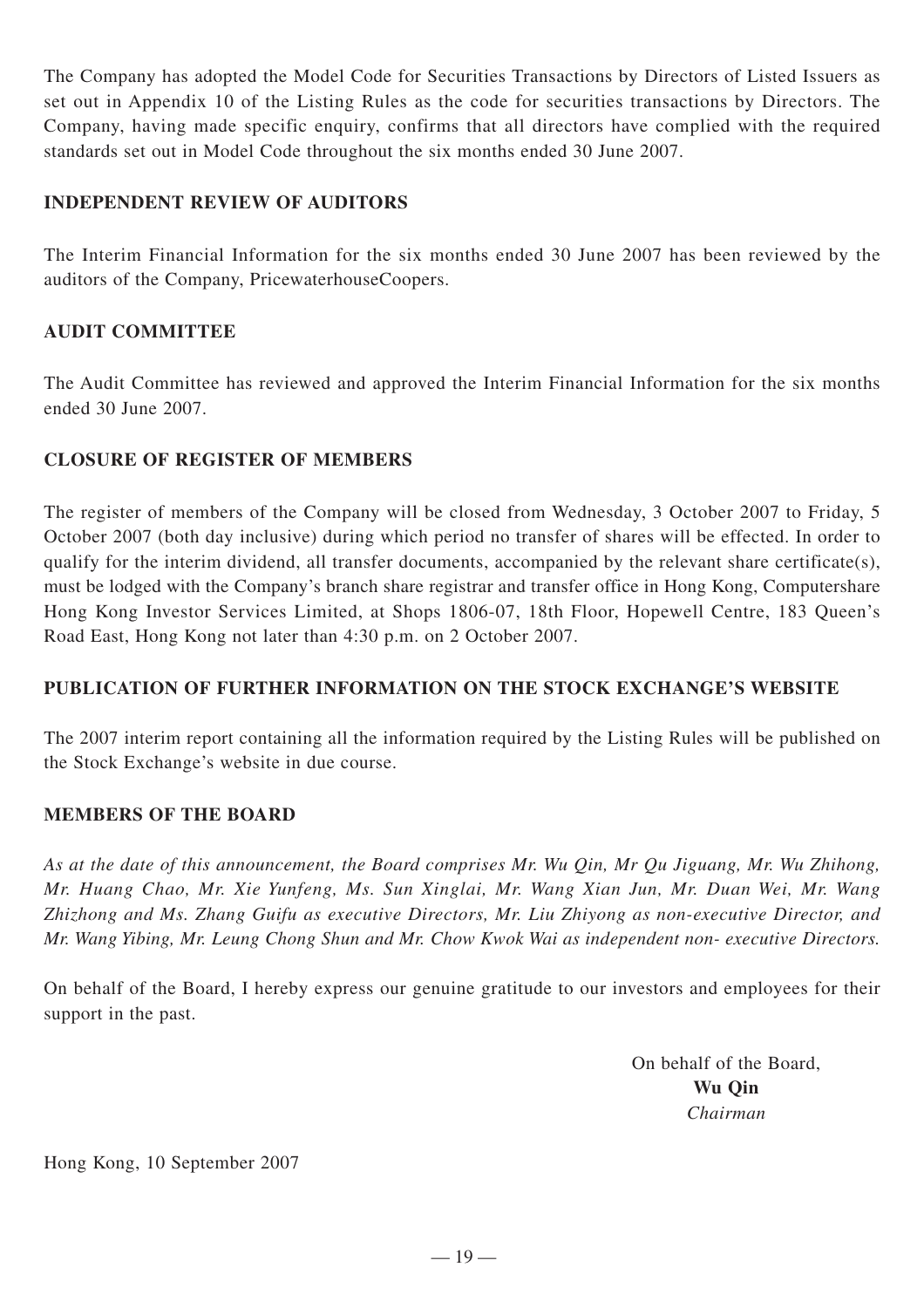The Company has adopted the Model Code for Securities Transactions by Directors of Listed Issuers as set out in Appendix 10 of the Listing Rules as the code for securities transactions by Directors. The Company, having made specific enquiry, confirms that all directors have complied with the required standards set out in Model Code throughout the six months ended 30 June 2007.

## INDEPENDENT REVIEW OF AUDITORS

The Interim Financial Information for the six months ended 30 June 2007 has been reviewed by the auditors of the Company, PricewaterhouseCoopers.

## AUDIT COMMITTEE

The Audit Committee has reviewed and approved the Interim Financial Information for the six months ended 30 June 2007.

## CLOSURE OF REGISTER OF MEMBERS

The register of members of the Company will be closed from Wednesday, 3 October 2007 to Friday, 5 October 2007 (both day inclusive) during which period no transfer of shares will be effected. In order to qualify for the interim dividend, all transfer documents, accompanied by the relevant share certificate(s), must be lodged with the Company's branch share registrar and transfer office in Hong Kong, Computershare Hong Kong Investor Services Limited, at Shops 1806-07, 18th Floor, Hopewell Centre, 183 Queen's Road East, Hong Kong not later than 4:30 p.m. on 2 October 2007.

## PUBLICATION OF FURTHER INFORMATION ON THE STOCK EXCHANGE'S WEBSITE

The 2007 interim report containing all the information required by the Listing Rules will be published on the Stock Exchange's website in due course.

## MEMBERS OF THE BOARD

*As at the date of this announcement, the Board comprises Mr. Wu Qin, Mr Qu Jiguang, Mr. Wu Zhihong, Mr. Huang Chao, Mr. Xie Yunfeng, Ms. Sun Xinglai, Mr. Wang Xian Jun, Mr. Duan Wei, Mr. Wang Zhizhong and Ms. Zhang Guifu as executive Directors, Mr. Liu Zhiyong as non-executive Director, and Mr. Wang Yibing, Mr. Leung Chong Shun and Mr. Chow Kwok Wai as independent non- executive Directors.*

On behalf of the Board, I hereby express our genuine gratitude to our investors and employees for their support in the past.

On behalf of the Board,
**Wu Qin**
*Chairman*

Hong Kong, 10 September 2007